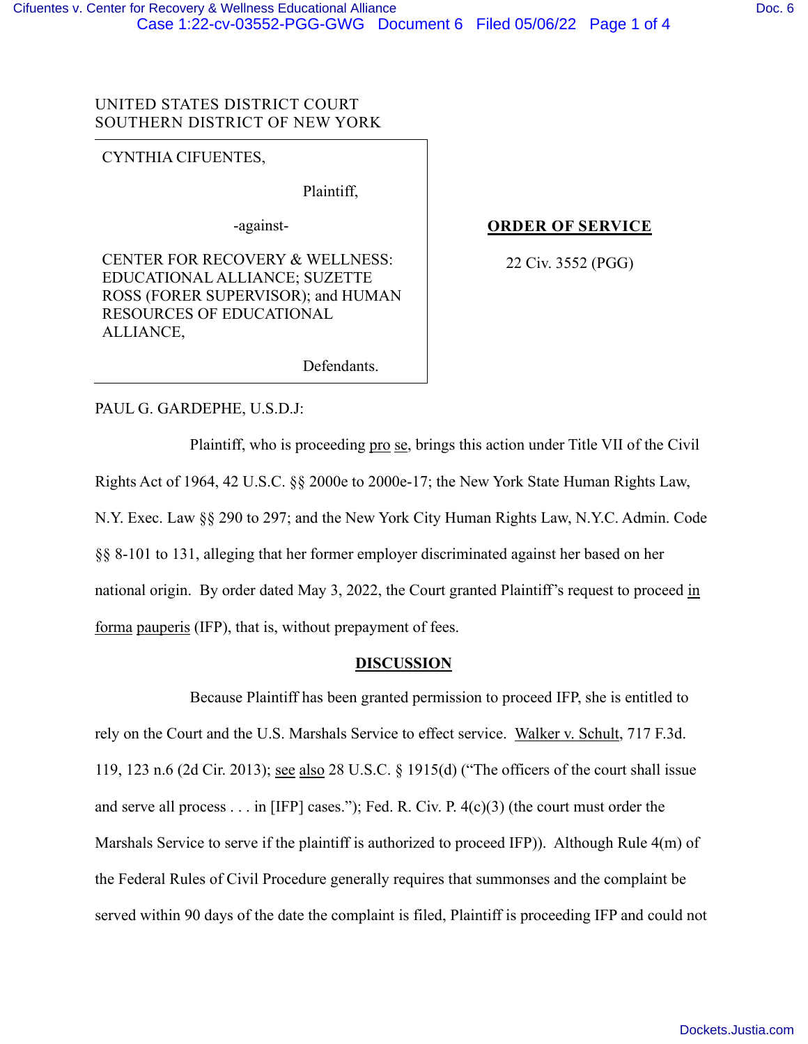UNITED STATES DISTRICT COURT
SOUTHERN DISTRICT OF NEW YORK

CYNTHIA CIFUENTES,

Plaintiff,

-against-

CENTER FOR RECOVERY & WELLNESS: EDUCATIONAL ALLIANCE; SUZETTE ROSS (FORER SUPERVISOR); and HUMAN RESOURCES OF EDUCATIONAL ALLIANCE,

Defendants.

**ORDER OF SERVICE**

22 Civ. 3552 (PGG)

PAUL G. GARDEPHE, U.S.D.J:

Plaintiff, who is proceeding pro se, brings this action under Title VII of the Civil Rights Act of 1964, 42 U.S.C. §§ 2000e to 2000e-17; the New York State Human Rights Law, N.Y. Exec. Law §§ 290 to 297; and the New York City Human Rights Law, N.Y.C. Admin. Code §§ 8-101 to 131, alleging that her former employer discriminated against her based on her national origin. By order dated May 3, 2022, the Court granted Plaintiff's request to proceed in forma pauperis (IFP), that is, without prepayment of fees.

## DISCUSSION

Because Plaintiff has been granted permission to proceed IFP, she is entitled to rely on the Court and the U.S. Marshals Service to effect service. Walker v. Schult, 717 F.3d. 119, 123 n.6 (2d Cir. 2013); see also 28 U.S.C. § 1915(d) ("The officers of the court shall issue and serve all process . . . in [IFP] cases."); Fed. R. Civ. P. 4(c)(3) (the court must order the Marshals Service to serve if the plaintiff is authorized to proceed IFP)). Although Rule 4(m) of the Federal Rules of Civil Procedure generally requires that summonses and the complaint be served within 90 days of the date the complaint is filed, Plaintiff is proceeding IFP and could not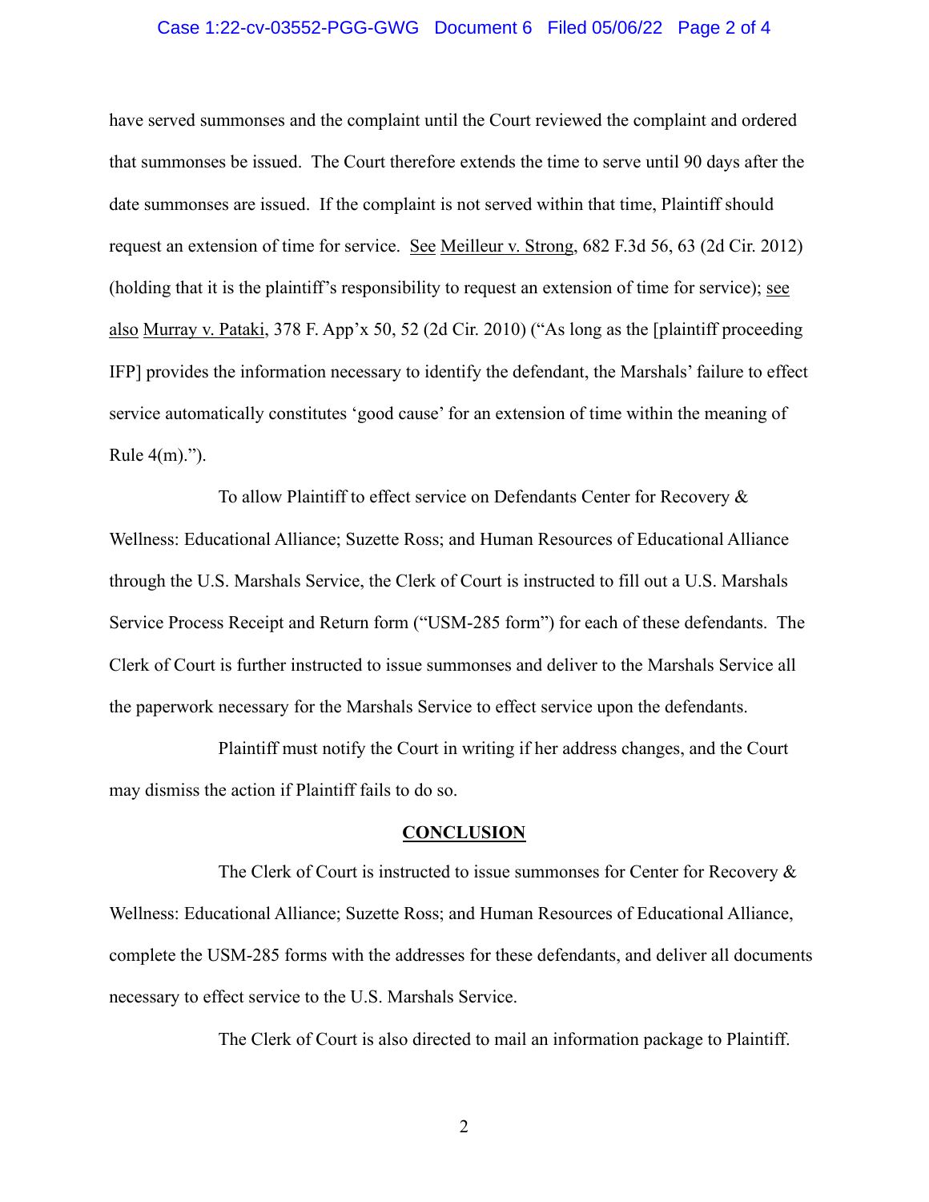have served summonses and the complaint until the Court reviewed the complaint and ordered that summonses be issued. The Court therefore extends the time to serve until 90 days after the date summonses are issued. If the complaint is not served within that time, Plaintiff should request an extension of time for service. See Meilleur v. Strong, 682 F.3d 56, 63 (2d Cir. 2012) (holding that it is the plaintiff's responsibility to request an extension of time for service); see also Murray v. Pataki, 378 F. App'x 50, 52 (2d Cir. 2010) ("As long as the [plaintiff proceeding IFP] provides the information necessary to identify the defendant, the Marshals' failure to effect service automatically constitutes 'good cause' for an extension of time within the meaning of Rule 4(m).").

To allow Plaintiff to effect service on Defendants Center for Recovery & Wellness: Educational Alliance; Suzette Ross; and Human Resources of Educational Alliance through the U.S. Marshals Service, the Clerk of Court is instructed to fill out a U.S. Marshals Service Process Receipt and Return form ("USM-285 form") for each of these defendants. The Clerk of Court is further instructed to issue summonses and deliver to the Marshals Service all the paperwork necessary for the Marshals Service to effect service upon the defendants.

Plaintiff must notify the Court in writing if her address changes, and the Court may dismiss the action if Plaintiff fails to do so.

## CONCLUSION

The Clerk of Court is instructed to issue summonses for Center for Recovery & Wellness: Educational Alliance; Suzette Ross; and Human Resources of Educational Alliance, complete the USM-285 forms with the addresses for these defendants, and deliver all documents necessary to effect service to the U.S. Marshals Service.

The Clerk of Court is also directed to mail an information package to Plaintiff.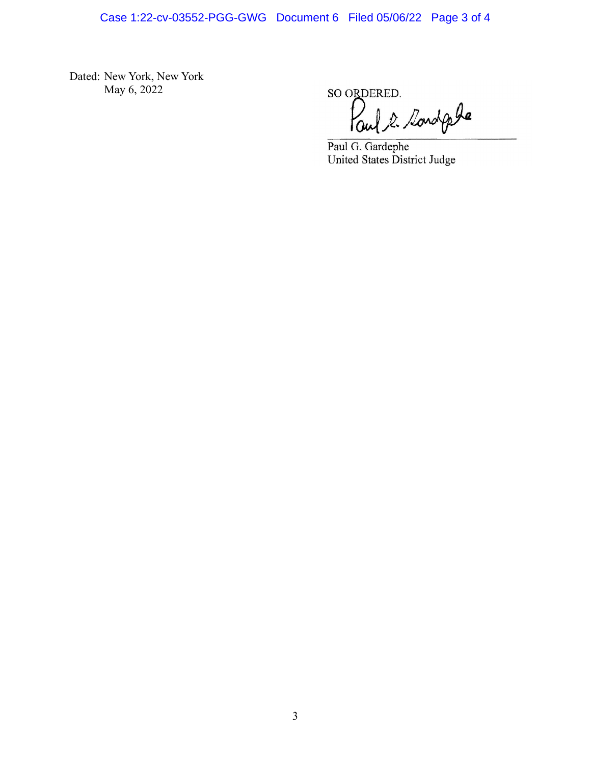Dated: New York, New York
May 6, 2022

SO ORDERED.

Paul G. Gardephe
United States District Judge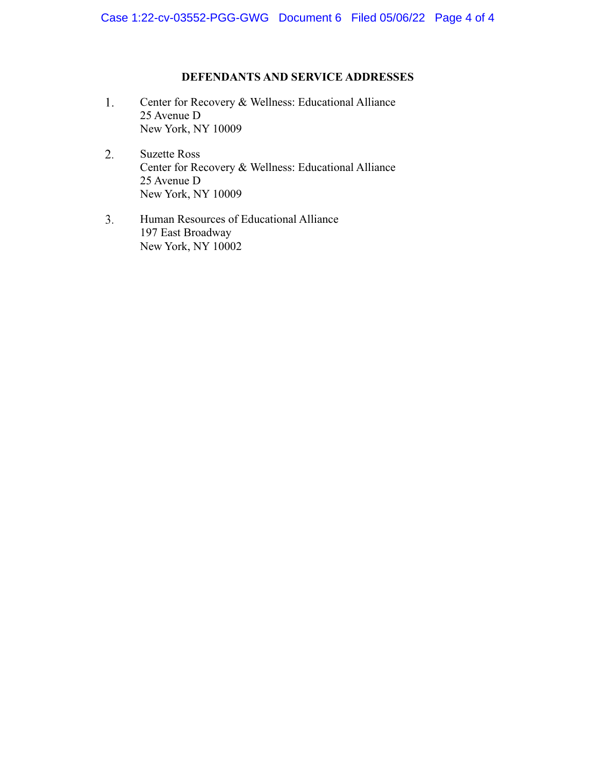**DEFENDANTS AND SERVICE ADDRESSES**

1. Center for Recovery & Wellness: Educational Alliance
   25 Avenue D
   New York, NY 10009

2. Suzette Ross
   Center for Recovery & Wellness: Educational Alliance
   25 Avenue D
   New York, NY 10009

3. Human Resources of Educational Alliance
   197 East Broadway
   New York, NY 10002